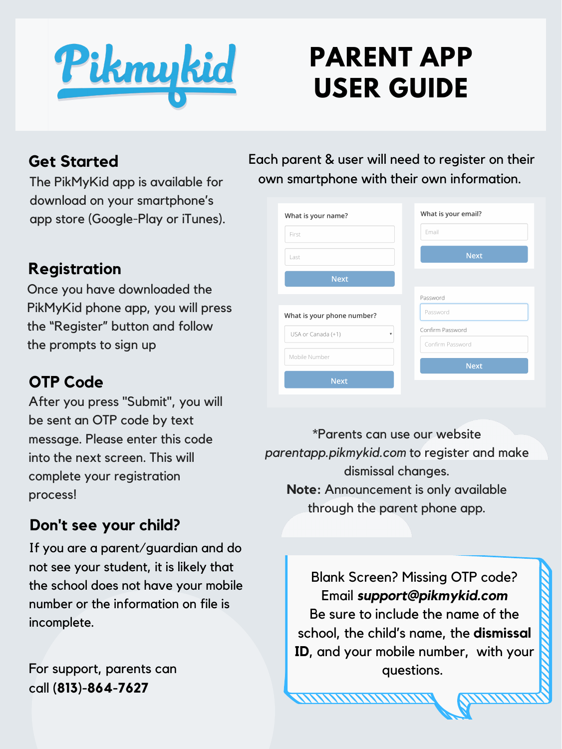# Pikmykid

# PARENT APP USER GUIDE

## Get Started

The PikMyKid app is available for download on your smartphone's app store (Google-Play or iTunes).

## Registration

Once you have downloaded the PikMyKid phone app, you will press the "Register" button and follow the prompts to sign up

## OTP Code

After you press "Submit", you will be sent an OTP code by text message. Please enter this code into the next screen. This will complete your registration process!

## Don't see your child?

If you are a parent/guardian and do not see your student, it is likely that the school does not have your mobile number or the information on file is incomplete.

For support, parents can call **(813)-864-7627**

Each parent & user will need to register on their own smartphone with their own information.

What is your name?

First

Last

Next

What is your email?

Email

Next

What is your phone number?

USA or Canada (+1)

Mobile Number

Next

Password

Password

Confirm Password

Confirm Password

Next

*Parents can use our website *parentapp.pikmykid.com* to register and make dismissal changes.

**Note:** Announcement is only available through the parent phone app.

Blank Screen? Missing OTP code?
Email ***support@pikmykid.com***
Be sure to include the name of the school, the child's name, the **dismissal ID**, and your mobile number, with your questions.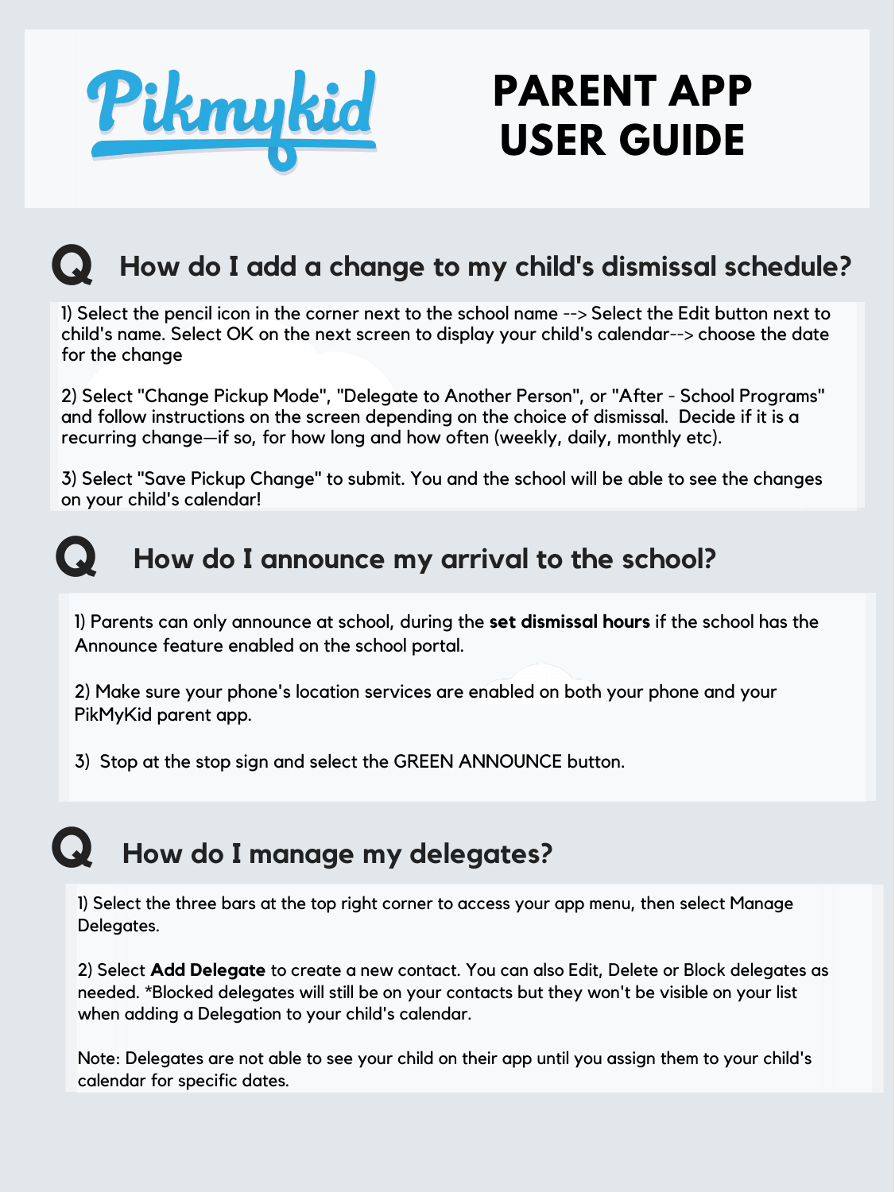# Pikmykid

# PARENT APP USER GUIDE

## Q How do I add a change to my child's dismissal schedule?

1) Select the pencil icon in the corner next to the school name --> Select the Edit button next to child's name. Select OK on the next screen to display your child's calendar--> choose the date for the change

2) Select "Change Pickup Mode", "Delegate to Another Person", or "After - School Programs" and follow instructions on the screen depending on the choice of dismissal. Decide if it is a recurring change—if so, for how long and how often (weekly, daily, monthly etc).

3) Select "Save Pickup Change" to submit. You and the school will be able to see the changes on your child's calendar!

## Q How do I announce my arrival to the school?

1) Parents can only announce at school, during the **set dismissal hours** if the school has the Announce feature enabled on the school portal.

2) Make sure your phone's location services are enabled on both your phone and your PikMyKid parent app.

3) Stop at the stop sign and select the GREEN ANNOUNCE button.

## Q How do I manage my delegates?

1) Select the three bars at the top right corner to access your app menu, then select Manage Delegates.

2) Select **Add Delegate** to create a new contact. You can also Edit, Delete or Block delegates as needed. *Blocked delegates will still be on your contacts but they won't be visible on your list when adding a Delegation to your child's calendar.

Note: Delegates are not able to see your child on their app until you assign them to your child's calendar for specific dates.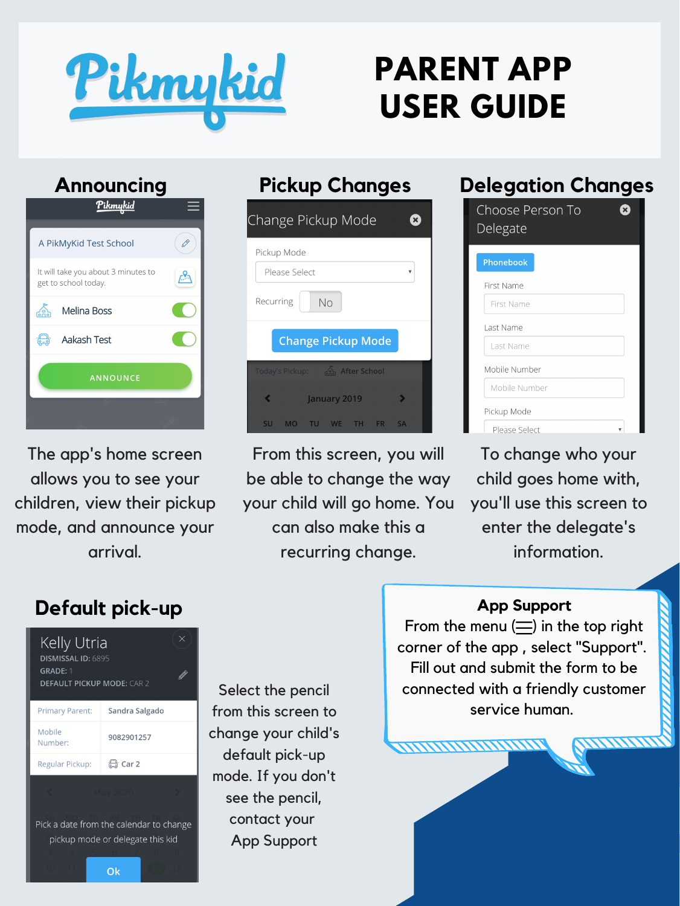# Pikmykid PARENT APP USER GUIDE

## Announcing

The app's home screen allows you to see your children, view their pickup mode, and announce your arrival.

## Pickup Changes

From this screen, you will be able to change the way your child will go home. You can also make this a recurring change.

## Delegation Changes

To change who your child goes home with, you'll use this screen to enter the delegate's information.

## Default pick-up

Select the pencil from this screen to change your child's default pick-up mode. If you don't see the pencil, contact your App Support

## App Support

From the menu (☰) in the top right corner of the app , select "Support". Fill out and submit the form to be connected with a friendly customer service human.